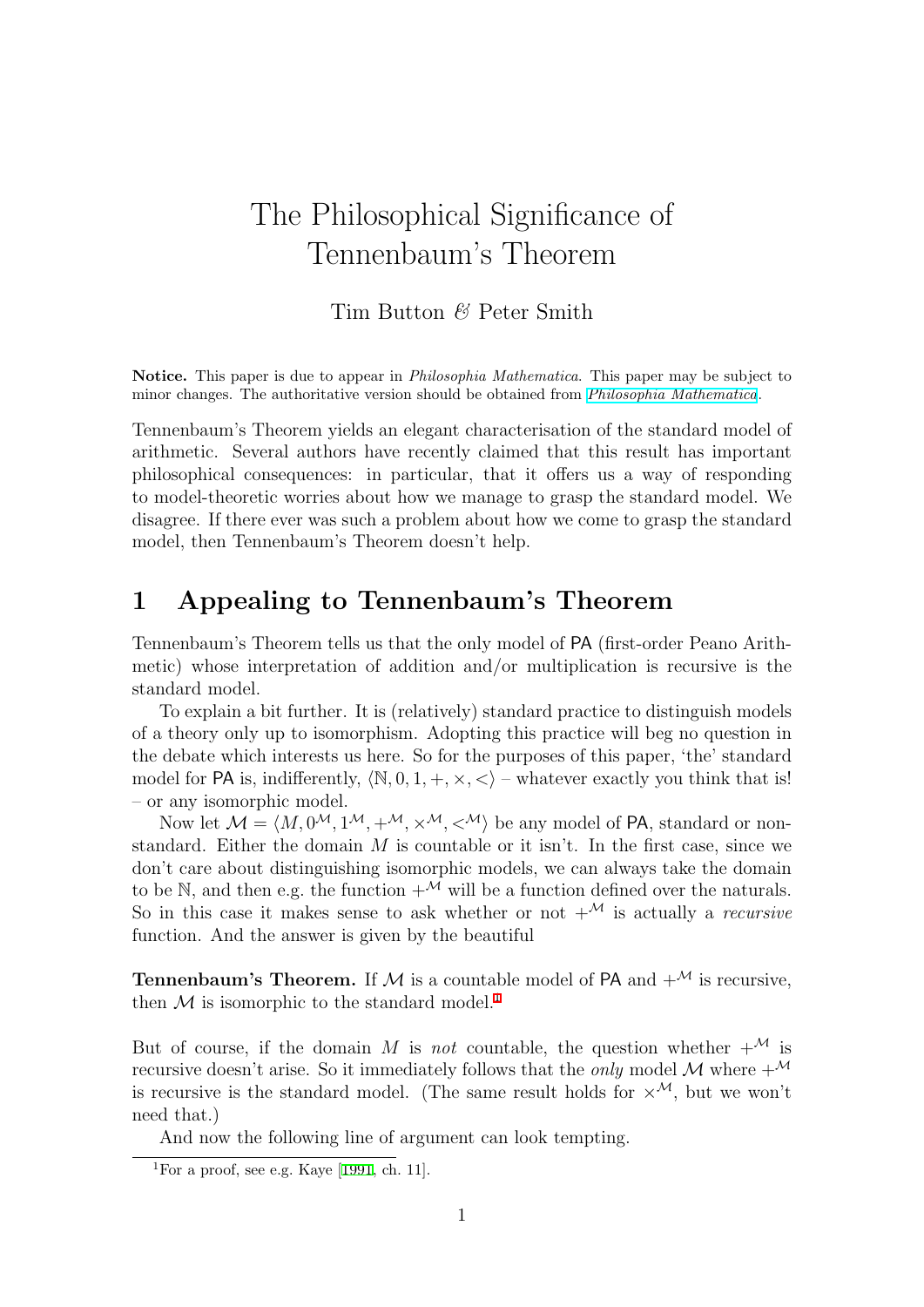# The Philosophical Significance of Tennenbaum's Theorem

Tim Button *&* Peter Smith

**Notice.** This paper is due to appear in *Philosophia Mathematica*. This paper may be subject to minor changes. The authoritative version should be obtained from *Philosophia Mathematica*.

Tennenbaum's Theorem yields an elegant characterisation of the standard model of arithmetic. Several authors have recently claimed that this result has important philosophical consequences: in particular, that it offers us a way of responding to model-theoretic worries about how we manage to grasp the standard model. We disagree. If there ever was such a problem about how we come to grasp the standard model, then Tennenbaum's Theorem doesn't help.

## 1 Appealing to Tennenbaum's Theorem

Tennenbaum's Theorem tells us that the only model of PA (first-order Peano Arithmetic) whose interpretation of addition and/or multiplication is recursive is the standard model.

To explain a bit further. It is (relatively) standard practice to distinguish models of a theory only up to isomorphism. Adopting this practice will beg no question in the debate which interests us here. So for the purposes of this paper, 'the' standard model for PA is, indifferently, $\langle \mathbb{N}, 0, 1, +, \times, < \rangle$ – whatever exactly you think that is! – or any isomorphic model.

Now let $\mathcal{M} = \langle M, 0^{\mathcal{M}}, 1^{\mathcal{M}}, +^{\mathcal{M}}, \times^{\mathcal{M}}, <^{\mathcal{M}} \rangle$ be any model of PA, standard or non-standard. Either the domain $M$ is countable or it isn't. In the first case, since we don't care about distinguishing isomorphic models, we can always take the domain to be $\mathbb{N}$, and then e.g. the function $+^{\mathcal{M}}$ will be a function defined over the naturals. So in this case it makes sense to ask whether or not $+^{\mathcal{M}}$ is actually a *recursive* function. And the answer is given by the beautiful

**Tennenbaum's Theorem.** If $\mathcal{M}$ is a countable model of PA and $+^{\mathcal{M}}$ is recursive, then $\mathcal{M}$ is isomorphic to the standard model.[1]

But of course, if the domain $M$ is *not* countable, the question whether $+^{\mathcal{M}}$ is recursive doesn't arise. So it immediately follows that the *only* model $\mathcal{M}$ where $+^{\mathcal{M}}$ is recursive is the standard model. (The same result holds for $\times^{\mathcal{M}}$, but we won't need that.)

And now the following line of argument can look tempting.

[1] For a proof, see e.g. Kaye [1991, ch. 11].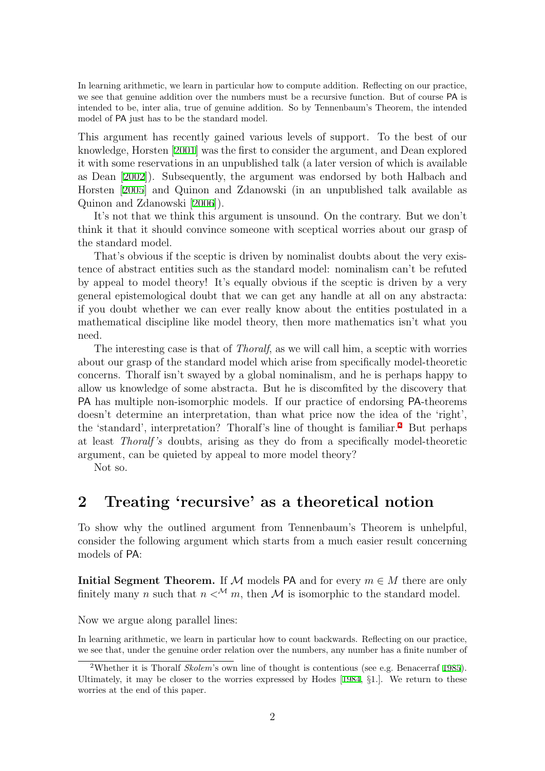In learning arithmetic, we learn in particular how to compute addition. Reflecting on our practice, we see that genuine addition over the numbers must be a recursive function. But of course PA is intended to be, inter alia, true of genuine addition. So by Tennenbaum's Theorem, the intended model of PA just has to be the standard model.

This argument has recently gained various levels of support. To the best of our knowledge, Horsten [2001] was the first to consider the argument, and Dean explored it with some reservations in an unpublished talk (a later version of which is available as Dean [2002]). Subsequently, the argument was endorsed by both Halbach and Horsten [2005] and Quinon and Zdanowski (in an unpublished talk available as Quinon and Zdanowski [2006]).

It's not that we think this argument is unsound. On the contrary. But we don't think it that it should convince someone with sceptical worries about our grasp of the standard model.

That's obvious if the sceptic is driven by nominalist doubts about the very existence of abstract entities such as the standard model: nominalism can't be refuted by appeal to model theory! It's equally obvious if the sceptic is driven by a very general epistemological doubt that we can get any handle at all on any abstracta: if you doubt whether we can ever really know about the entities postulated in a mathematical discipline like model theory, then more mathematics isn't what you need.

The interesting case is that of *Thoralf*, as we will call him, a sceptic with worries about our grasp of the standard model which arise from specifically model-theoretic concerns. Thoralf isn't swayed by a global nominalism, and he is perhaps happy to allow us knowledge of some abstracta. But he is discomfited by the discovery that PA has multiple non-isomorphic models. If our practice of endorsing PA-theorems doesn't determine an interpretation, than what price now the idea of the 'right', the 'standard', interpretation? Thoralf's line of thought is familiar.[2] But perhaps at least *Thoralf's* doubts, arising as they do from a specifically model-theoretic argument, can be quieted by appeal to more model theory?

Not so.

## 2 Treating 'recursive' as a theoretical notion

To show why the outlined argument from Tennenbaum's Theorem is unhelpful, consider the following argument which starts from a much easier result concerning models of PA:

**Initial Segment Theorem.** If $\mathcal{M}$ models PA and for every $m \in M$ there are only finitely many $n$ such that $n <^{\mathcal{M}} m$, then $\mathcal{M}$ is isomorphic to the standard model.

Now we argue along parallel lines:

In learning arithmetic, we learn in particular how to count backwards. Reflecting on our practice, we see that, under the genuine order relation over the numbers, any number has a finite number of

[2] Whether it is Thoralf *Skolem*'s own line of thought is contentious (see e.g. Benacerraf [1985]). Ultimately, it may be closer to the worries expressed by Hodes [1984, §1.]. We return to these worries at the end of this paper.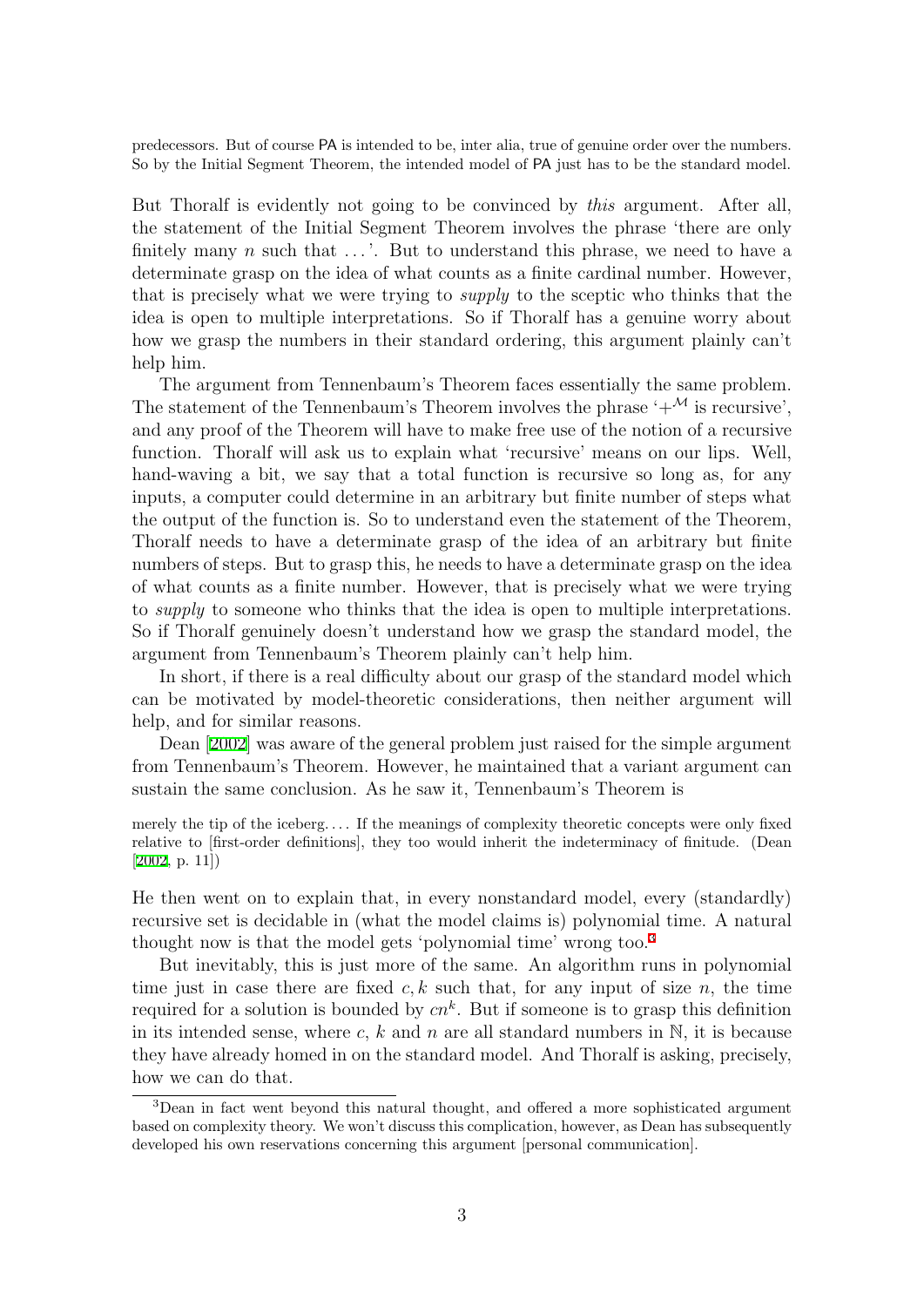predecessors. But of course PA is intended to be, inter alia, true of genuine order over the numbers. So by the Initial Segment Theorem, the intended model of PA just has to be the standard model.

But Thoralf is evidently not going to be convinced by *this* argument. After all, the statement of the Initial Segment Theorem involves the phrase 'there are only finitely many $n$ such that ...'. But to understand this phrase, we need to have a determinate grasp on the idea of what counts as a finite cardinal number. However, that is precisely what we were trying to *supply* to the sceptic who thinks that the idea is open to multiple interpretations. So if Thoralf has a genuine worry about how we grasp the numbers in their standard ordering, this argument plainly can't help him.

The argument from Tennenbaum's Theorem faces essentially the same problem. The statement of the Tennenbaum's Theorem involves the phrase '$+^{\mathcal{M}}$ is recursive', and any proof of the Theorem will have to make free use of the notion of a recursive function. Thoralf will ask us to explain what 'recursive' means on our lips. Well, hand-waving a bit, we say that a total function is recursive so long as, for any inputs, a computer could determine in an arbitrary but finite number of steps what the output of the function is. So to understand even the statement of the Theorem, Thoralf needs to have a determinate grasp of the idea of an arbitrary but finite numbers of steps. But to grasp this, he needs to have a determinate grasp on the idea of what counts as a finite number. However, that is precisely what we were trying to *supply* to someone who thinks that the idea is open to multiple interpretations. So if Thoralf genuinely doesn't understand how we grasp the standard model, the argument from Tennenbaum's Theorem plainly can't help him.

In short, if there is a real difficulty about our grasp of the standard model which can be motivated by model-theoretic considerations, then neither argument will help, and for similar reasons.

Dean [2002] was aware of the general problem just raised for the simple argument from Tennenbaum's Theorem. However, he maintained that a variant argument can sustain the same conclusion. As he saw it, Tennenbaum's Theorem is

> merely the tip of the iceberg. ... If the meanings of complexity theoretic concepts were only fixed relative to [first-order definitions], they too would inherit the indeterminacy of finitude. (Dean [2002, p. 11])

He then went on to explain that, in every nonstandard model, every (standardly) recursive set is decidable in (what the model claims is) polynomial time. A natural thought now is that the model gets 'polynomial time' wrong too.[3]

But inevitably, this is just more of the same. An algorithm runs in polynomial time just in case there are fixed $c, k$ such that, for any input of size $n$, the time required for a solution is bounded by $cn^k$. But if someone is to grasp this definition in its intended sense, where $c$, $k$ and $n$ are all standard numbers in $\mathbb{N}$, it is because they have already homed in on the standard model. And Thoralf is asking, precisely, how we can do that.

[3] Dean in fact went beyond this natural thought, and offered a more sophisticated argument based on complexity theory. We won't discuss this complication, however, as Dean has subsequently developed his own reservations concerning this argument [personal communication].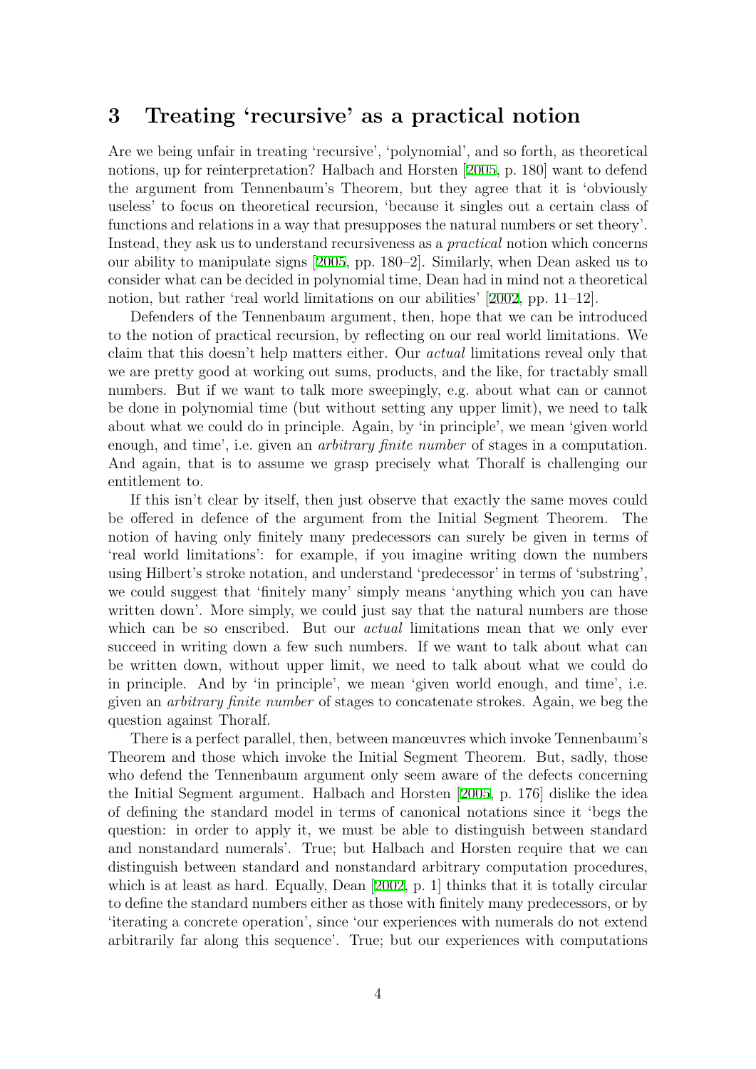## 3 Treating 'recursive' as a practical notion

Are we being unfair in treating 'recursive', 'polynomial', and so forth, as theoretical notions, up for reinterpretation? Halbach and Horsten [2005, p. 180] want to defend the argument from Tennenbaum's Theorem, but they agree that it is 'obviously useless' to focus on theoretical recursion, 'because it singles out a certain class of functions and relations in a way that presupposes the natural numbers or set theory'. Instead, they ask us to understand recursiveness as a *practical* notion which concerns our ability to manipulate signs [2005, pp. 180–2]. Similarly, when Dean asked us to consider what can be decided in polynomial time, Dean had in mind not a theoretical notion, but rather 'real world limitations on our abilities' [2002, pp. 11–12].

Defenders of the Tennenbaum argument, then, hope that we can be introduced to the notion of practical recursion, by reflecting on our real world limitations. We claim that this doesn't help matters either. Our *actual* limitations reveal only that we are pretty good at working out sums, products, and the like, for tractably small numbers. But if we want to talk more sweepingly, e.g. about what can or cannot be done in polynomial time (but without setting any upper limit), we need to talk about what we could do in principle. Again, by 'in principle', we mean 'given world enough, and time', i.e. given an *arbitrary finite number* of stages in a computation. And again, that is to assume we grasp precisely what Thoralf is challenging our entitlement to.

If this isn't clear by itself, then just observe that exactly the same moves could be offered in defence of the argument from the Initial Segment Theorem. The notion of having only finitely many predecessors can surely be given in terms of 'real world limitations': for example, if you imagine writing down the numbers using Hilbert's stroke notation, and understand 'predecessor' in terms of 'substring', we could suggest that 'finitely many' simply means 'anything which you can have written down'. More simply, we could just say that the natural numbers are those which can be so enscribed. But our *actual* limitations mean that we only ever succeed in writing down a few such numbers. If we want to talk about what can be written down, without upper limit, we need to talk about what we could do in principle. And by 'in principle', we mean 'given world enough, and time', i.e. given an *arbitrary finite number* of stages to concatenate strokes. Again, we beg the question against Thoralf.

There is a perfect parallel, then, between manœuvres which invoke Tennenbaum's Theorem and those which invoke the Initial Segment Theorem. But, sadly, those who defend the Tennenbaum argument only seem aware of the defects concerning the Initial Segment argument. Halbach and Horsten [2005, p. 176] dislike the idea of defining the standard model in terms of canonical notations since it 'begs the question: in order to apply it, we must be able to distinguish between standard and nonstandard numerals'. True; but Halbach and Horsten require that we can distinguish between standard and nonstandard arbitrary computation procedures, which is at least as hard. Equally, Dean [2002, p. 1] thinks that it is totally circular to define the standard numbers either as those with finitely many predecessors, or by 'iterating a concrete operation', since 'our experiences with numerals do not extend arbitrarily far along this sequence'. True; but our experiences with computations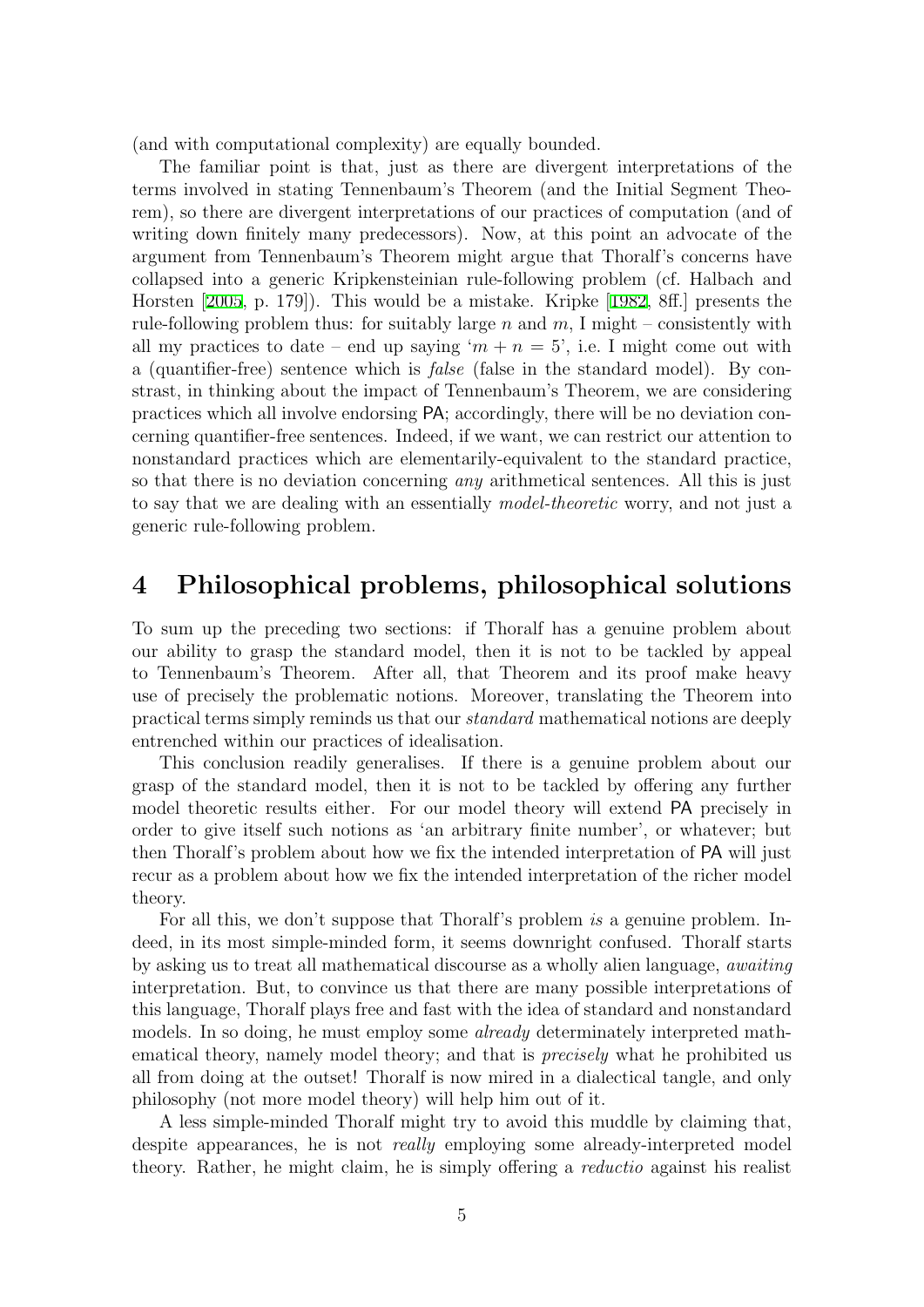(and with computational complexity) are equally bounded.

The familiar point is that, just as there are divergent interpretations of the terms involved in stating Tennenbaum's Theorem (and the Initial Segment Theorem), so there are divergent interpretations of our practices of computation (and of writing down finitely many predecessors). Now, at this point an advocate of the argument from Tennenbaum's Theorem might argue that Thoralf's concerns have collapsed into a generic Kripkensteinian rule-following problem (cf. Halbach and Horsten [2005, p. 179]). This would be a mistake. Kripke [1982, 8ff.] presents the rule-following problem thus: for suitably large $n$ and $m$, I might – consistently with all my practices to date – end up saying '$m + n = 5$', i.e. I might come out with a (quantifier-free) sentence which is *false* (false in the standard model). By constrast, in thinking about the impact of Tennenbaum's Theorem, we are considering practices which all involve endorsing PA; accordingly, there will be no deviation concerning quantifier-free sentences. Indeed, if we want, we can restrict our attention to nonstandard practices which are elementarily-equivalent to the standard practice, so that there is no deviation concerning *any* arithmetical sentences. All this is just to say that we are dealing with an essentially *model-theoretic* worry, and not just a generic rule-following problem.

# 4 Philosophical problems, philosophical solutions

To sum up the preceding two sections: if Thoralf has a genuine problem about our ability to grasp the standard model, then it is not to be tackled by appeal to Tennenbaum's Theorem. After all, that Theorem and its proof make heavy use of precisely the problematic notions. Moreover, translating the Theorem into practical terms simply reminds us that our *standard* mathematical notions are deeply entrenched within our practices of idealisation.

This conclusion readily generalises. If there is a genuine problem about our grasp of the standard model, then it is not to be tackled by offering any further model theoretic results either. For our model theory will extend PA precisely in order to give itself such notions as 'an arbitrary finite number', or whatever; but then Thoralf's problem about how we fix the intended interpretation of PA will just recur as a problem about how we fix the intended interpretation of the richer model theory.

For all this, we don't suppose that Thoralf's problem *is* a genuine problem. Indeed, in its most simple-minded form, it seems downright confused. Thoralf starts by asking us to treat all mathematical discourse as a wholly alien language, *awaiting* interpretation. But, to convince us that there are many possible interpretations of this language, Thoralf plays free and fast with the idea of standard and nonstandard models. In so doing, he must employ some *already* determinately interpreted mathematical theory, namely model theory; and that is *precisely* what he prohibited us all from doing at the outset! Thoralf is now mired in a dialectical tangle, and only philosophy (not more model theory) will help him out of it.

A less simple-minded Thoralf might try to avoid this muddle by claiming that, despite appearances, he is not *really* employing some already-interpreted model theory. Rather, he might claim, he is simply offering a *reductio* against his realist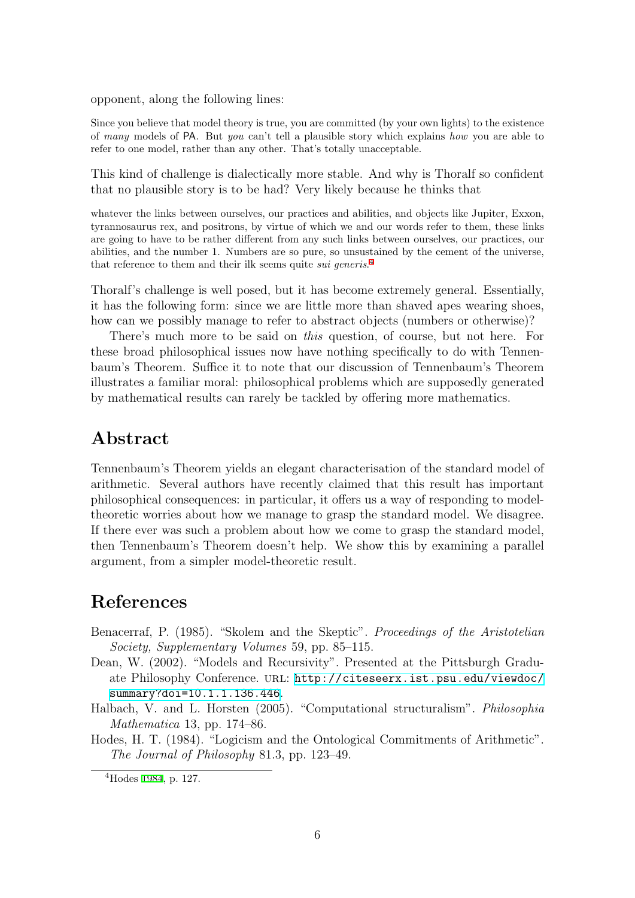opponent, along the following lines:

> Since you believe that model theory is true, you are committed (by your own lights) to the existence of *many* models of PA. But *you* can't tell a plausible story which explains *how* you are able to refer to one model, rather than any other. That's totally unacceptable.

This kind of challenge is dialectically more stable. And why is Thoralf so confident that no plausible story is to be had? Very likely because he thinks that

> whatever the links between ourselves, our practices and abilities, and objects like Jupiter, Exxon, tyrannosaurus rex, and positrons, by virtue of which we and our words refer to them, these links are going to have to be rather different from any such links between ourselves, our practices, our abilities, and the number 1. Numbers are so pure, so unsustained by the cement of the universe, that reference to them and their ilk seems quite *sui generis*.[4]

Thoralf's challenge is well posed, but it has become extremely general. Essentially, it has the following form: since we are little more than shaved apes wearing shoes, how can we possibly manage to refer to abstract objects (numbers or otherwise)?

There's much more to be said on *this* question, of course, but not here. For these broad philosophical issues now have nothing specifically to do with Tennenbaum's Theorem. Suffice it to note that our discussion of Tennenbaum's Theorem illustrates a familiar moral: philosophical problems which are supposedly generated by mathematical results can rarely be tackled by offering more mathematics.

## Abstract

Tennenbaum's Theorem yields an elegant characterisation of the standard model of arithmetic. Several authors have recently claimed that this result has important philosophical consequences: in particular, it offers us a way of responding to model-theoretic worries about how we manage to grasp the standard model. We disagree. If there ever was such a problem about how we come to grasp the standard model, then Tennenbaum's Theorem doesn't help. We show this by examining a parallel argument, from a simpler model-theoretic result.

## References

Benacerraf, P. (1985). "Skolem and the Skeptic". *Proceedings of the Aristotelian Society, Supplementary Volumes* 59, pp. 85–115.

Dean, W. (2002). "Models and Recursivity". Presented at the Pittsburgh Graduate Philosophy Conference. URL: http://citeseerx.ist.psu.edu/viewdoc/summary?doi=10.1.1.136.446.

Halbach, V. and L. Horsten (2005). "Computational structuralism". *Philosophia Mathematica* 13, pp. 174–86.

Hodes, H. T. (1984). "Logicism and the Ontological Commitments of Arithmetic". *The Journal of Philosophy* 81.3, pp. 123–49.

---

[4] Hodes 1984, p. 127.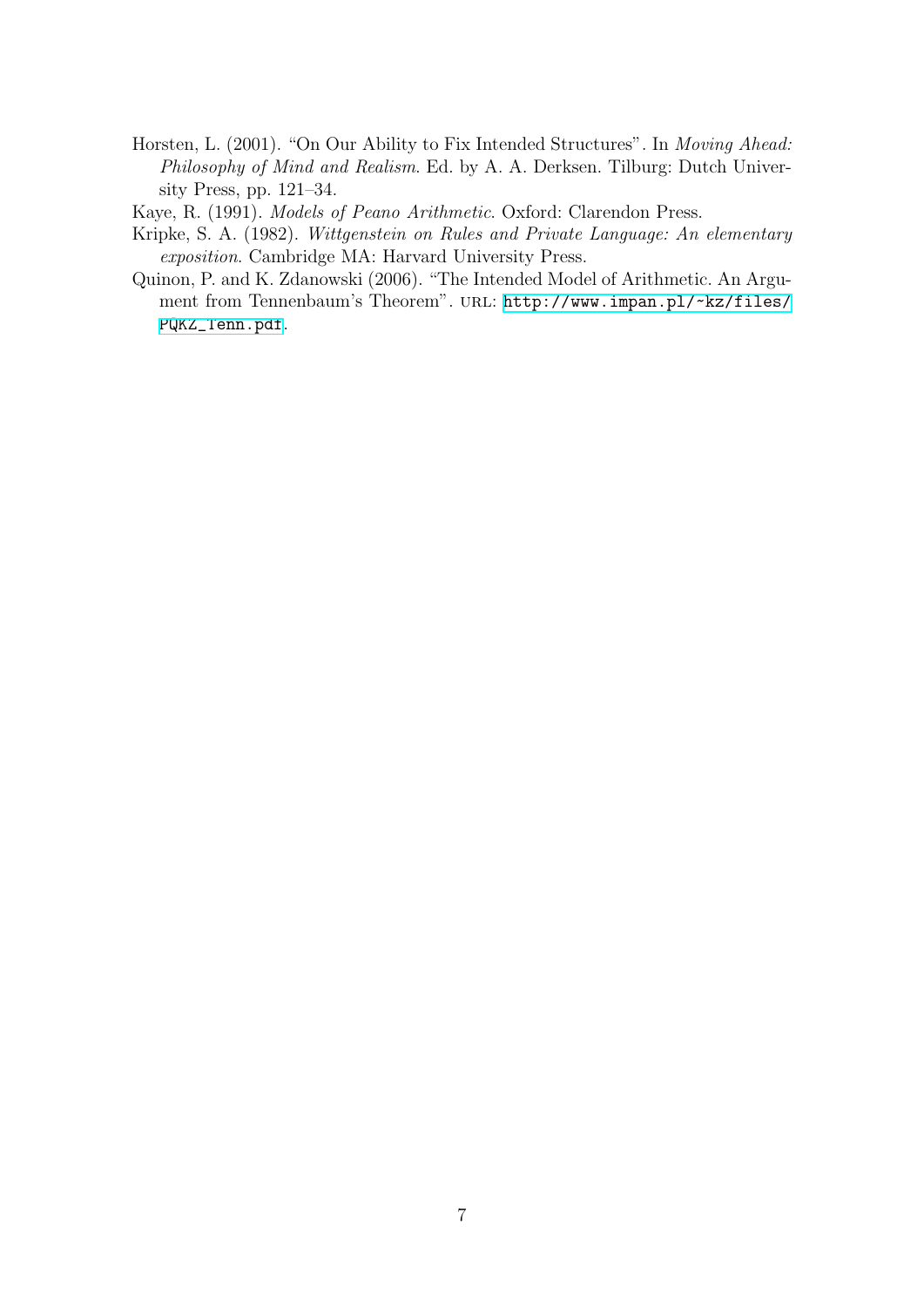Horsten, L. (2001). "On Our Ability to Fix Intended Structures". In *Moving Ahead: Philosophy of Mind and Realism*. Ed. by A. A. Derksen. Tilburg: Dutch University Press, pp. 121–34.

Kaye, R. (1991). *Models of Peano Arithmetic*. Oxford: Clarendon Press.

Kripke, S. A. (1982). *Wittgenstein on Rules and Private Language: An elementary exposition*. Cambridge MA: Harvard University Press.

Quinon, P. and K. Zdanowski (2006). "The Intended Model of Arithmetic. An Argument from Tennenbaum's Theorem". URL: http://www.impan.pl/~kz/files/PQKZ_Tenn.pdf.